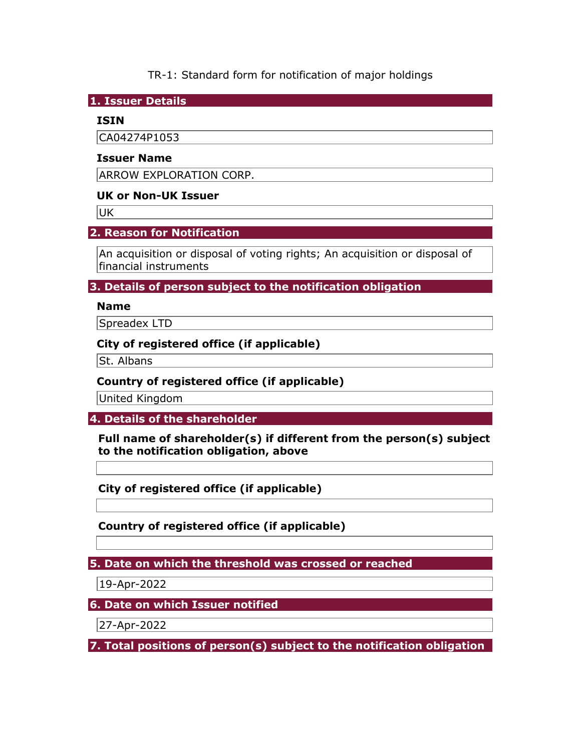TR-1: Standard form for notification of major holdings

## 1. Issuer Details

**ISIN**

CA04274P1053

**Issuer Name**

ARROW EXPLORATION CORP.

**UK or Non-UK Issuer**

UK

## 2. Reason for Notification

An acquisition or disposal of voting rights; An acquisition or disposal of financial instruments

## 3. Details of person subject to the notification obligation

**Name**

Spreadex LTD

**City of registered office (if applicable)**

St. Albans

**Country of registered office (if applicable)**

United Kingdom

## 4. Details of the shareholder

**Full name of shareholder(s) if different from the person(s) subject to the notification obligation, above**

**City of registered office (if applicable)**

**Country of registered office (if applicable)**

## 5. Date on which the threshold was crossed or reached

19-Apr-2022

## 6. Date on which Issuer notified

27-Apr-2022

## 7. Total positions of person(s) subject to the notification obligation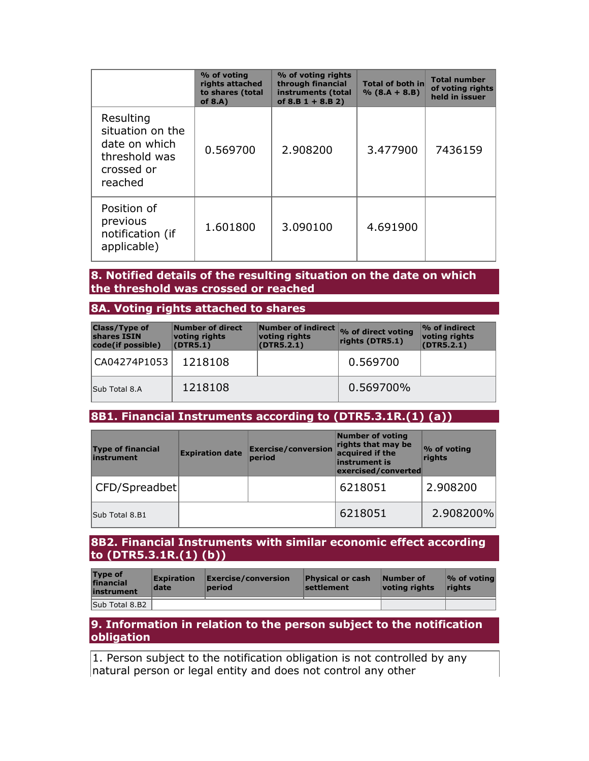| | % of voting rights attached to shares (total of 8.A) | % of voting rights through financial instruments (total of 8.B 1 + 8.B 2) | Total of both in % (8.A + 8.B) | Total number of voting rights held in issuer |
|---|---|---|---|---|
| Resulting situation on the date on which threshold was crossed or reached | 0.569700 | 2.908200 | 3.477900 | 7436159 |
| Position of previous notification (if applicable) | 1.601800 | 3.090100 | 4.691900 | |

## 8. Notified details of the resulting situation on the date on which the threshold was crossed or reached

### 8A. Voting rights attached to shares

| Class/Type of shares ISIN code(if possible) | Number of direct voting rights (DTR5.1) | Number of indirect voting rights (DTR5.2.1) | % of direct voting rights (DTR5.1) | % of indirect voting rights (DTR5.2.1) |
|---|---|---|---|---|
| CA04274P1053 | 1218108 | | 0.569700 | |
| Sub Total 8.A | 1218108 | | 0.569700% | |

### 8B1. Financial Instruments according to (DTR5.3.1R.(1) (a))

| Type of financial instrument | Expiration date | Exercise/conversion period | Number of voting rights that may be acquired if the instrument is exercised/converted | % of voting rights |
|---|---|---|---|---|
| CFD/Spreadbet | | | 6218051 | 2.908200 |
| Sub Total 8.B1 | | | 6218051 | 2.908200% |

### 8B2. Financial Instruments with similar economic effect according to (DTR5.3.1R.(1) (b))

| Type of financial instrument | Expiration date | Exercise/conversion period | Physical or cash settlement | Number of voting rights | % of voting rights |
|---|---|---|---|---|---|
| Sub Total 8.B2 | | | | | |

## 9. Information in relation to the person subject to the notification obligation

1. Person subject to the notification obligation is not controlled by any natural person or legal entity and does not control any other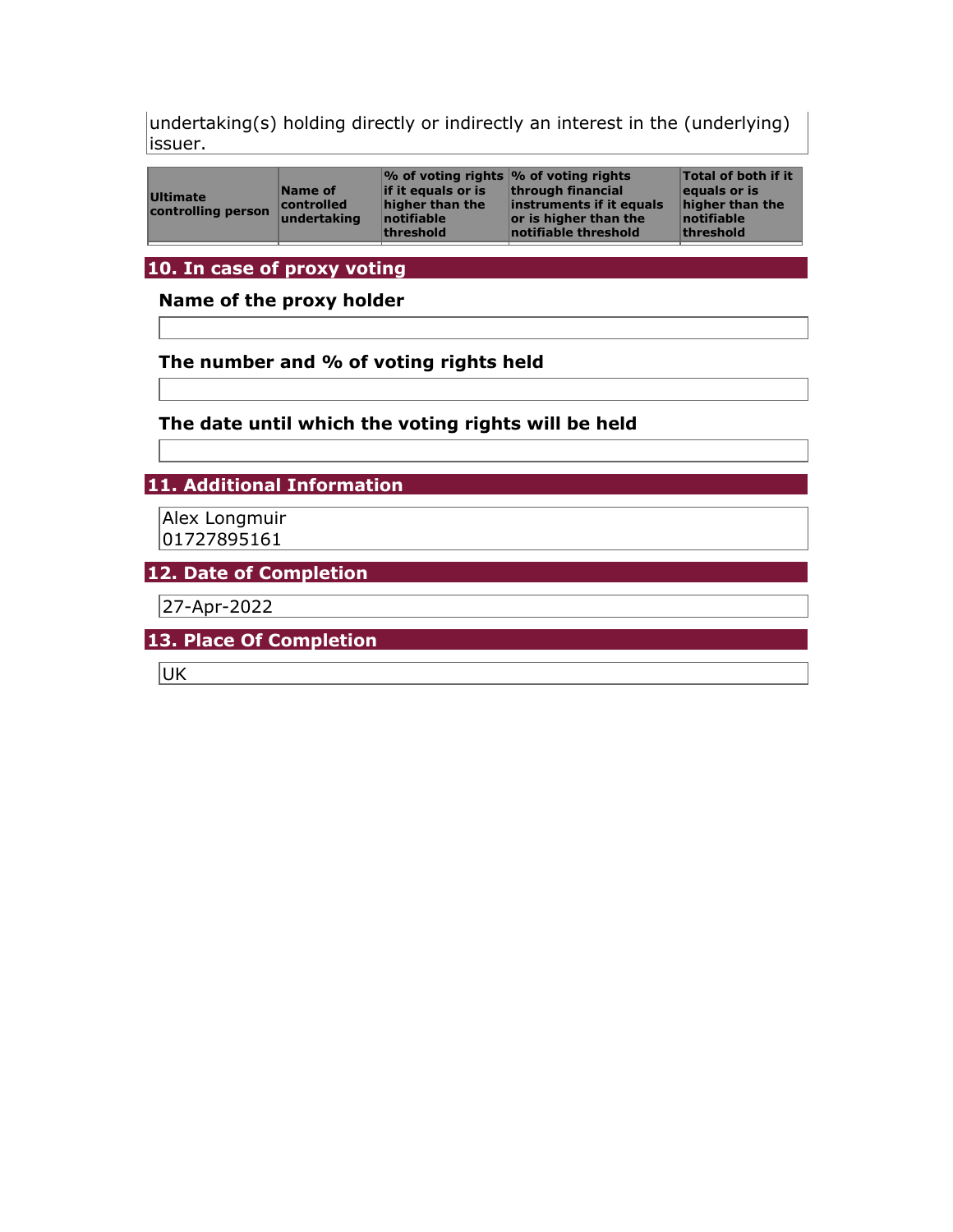undertaking(s) holding directly or indirectly an interest in the (underlying) issuer.

| Ultimate controlling person | Name of controlled undertaking | % of voting rights if it equals or is higher than the notifiable threshold | % of voting rights through financial instruments if it equals or is higher than the notifiable threshold | Total of both if it equals or is higher than the notifiable threshold |
|---|---|---|---|---|
| | | | | |

## 10. In case of proxy voting

### Name of the proxy holder

### The number and % of voting rights held

### The date until which the voting rights will be held

## 11. Additional Information

Alex Longmuir
01727895161

## 12. Date of Completion

27-Apr-2022

## 13. Place Of Completion

UK